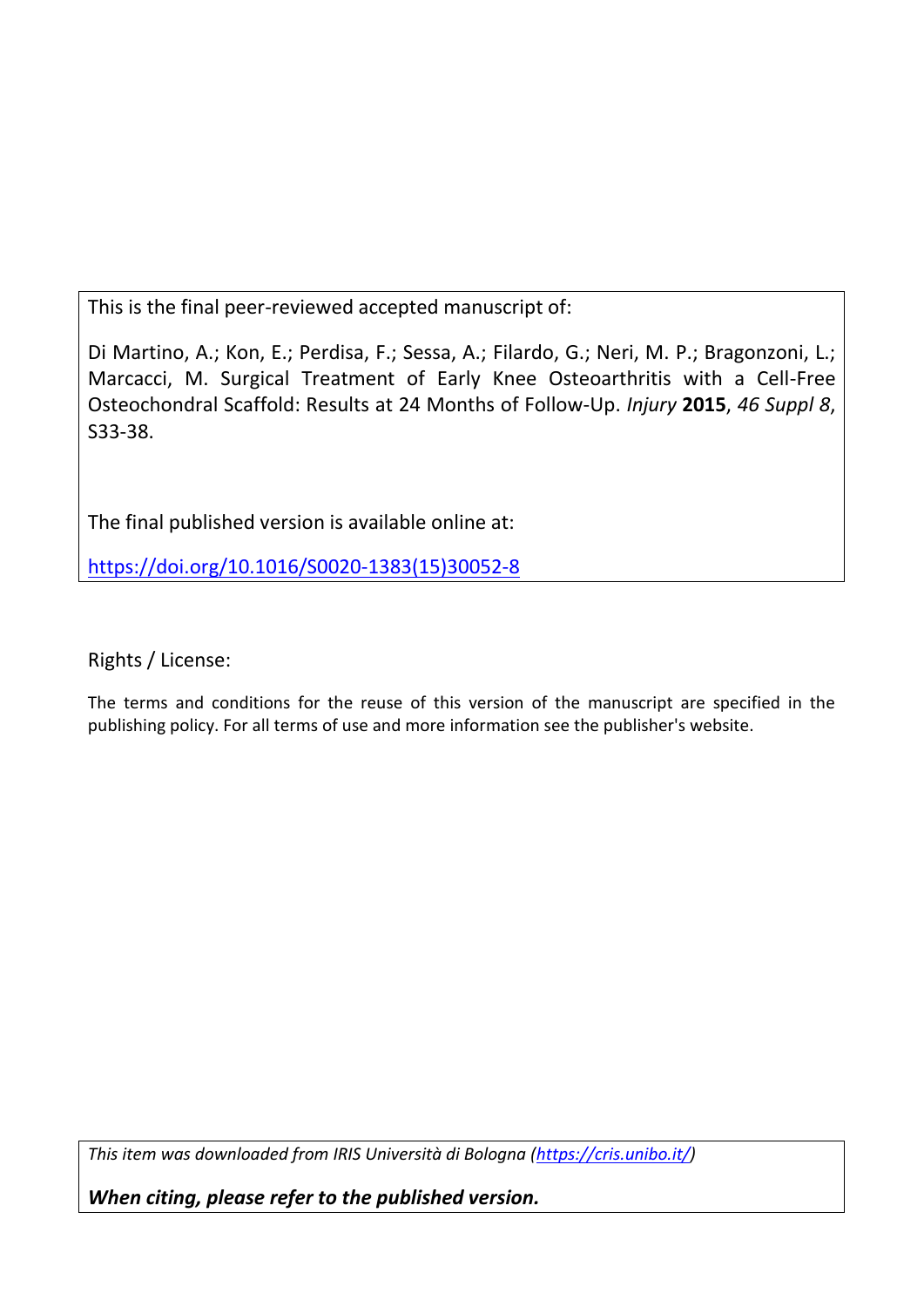This is the final peer-reviewed accepted manuscript of:

Di Martino, A.; Kon, E.; Perdisa, F.; Sessa, A.; Filardo, G.; Neri, M. P.; Bragonzoni, L.; Marcacci, M. Surgical Treatment of Early Knee Osteoarthritis with a Cell-Free Osteochondral Scaffold: Results at 24 Months of Follow-Up. *Injury* **2015**, *46 Suppl 8*, S33-38.

The final published version is available online at:

https://doi.org/10.1016/S0020-1383(15)30052-8

Rights / License:

The terms and conditions for the reuse of this version of the manuscript are specified in the publishing policy. For all terms of use and more information see the publisher's website.

*This item was downloaded from IRIS Università di Bologna (https://cris.unibo.it/)*

***When citing, please refer to the published version.***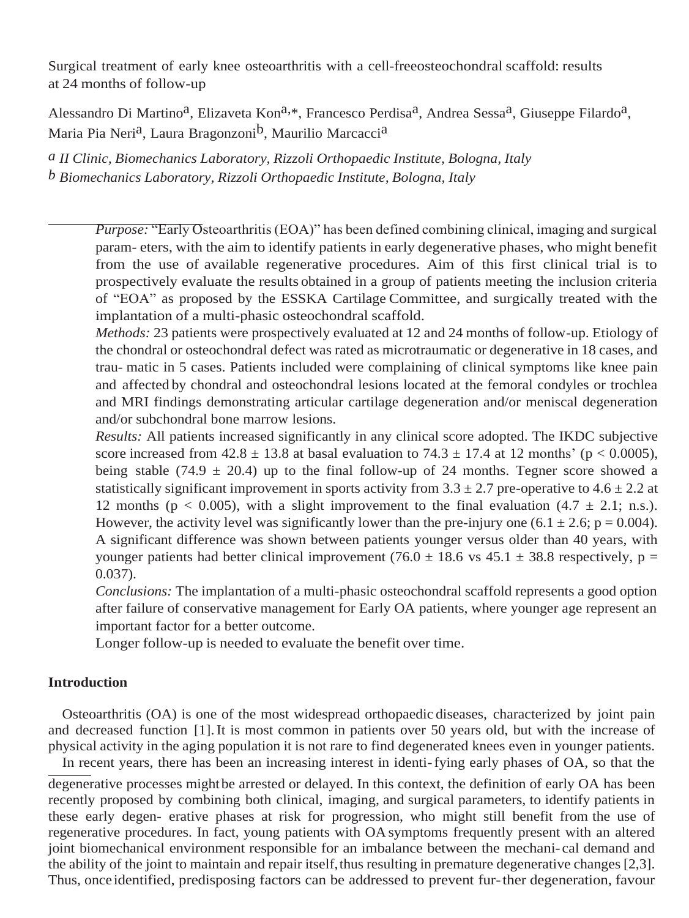Surgical treatment of early knee osteoarthritis with a cell-freeosteochondral scaffold: results at 24 months of follow-up

Alessandro Di Martino[a], Elizaveta Kon[a,*], Francesco Perdisa[a], Andrea Sessa[a], Giuseppe Filardo[a], Maria Pia Neri[a], Laura Bragonzoni[b], Maurilio Marcacci[a]

[a] *II Clinic, Biomechanics Laboratory, Rizzoli Orthopaedic Institute, Bologna, Italy*
[b] *Biomechanics Laboratory, Rizzoli Orthopaedic Institute, Bologna, Italy*

*Purpose:* "Early Osteoarthritis (EOA)" has been defined combining clinical, imaging and surgical param- eters, with the aim to identify patients in early degenerative phases, who might benefit from the use of available regenerative procedures. Aim of this first clinical trial is to prospectively evaluate the results obtained in a group of patients meeting the inclusion criteria of "EOA" as proposed by the ESSKA Cartilage Committee, and surgically treated with the implantation of a multi-phasic osteochondral scaffold.

*Methods:* 23 patients were prospectively evaluated at 12 and 24 months of follow-up. Etiology of the chondral or osteochondral defect was rated as microtraumatic or degenerative in 18 cases, and trau- matic in 5 cases. Patients included were complaining of clinical symptoms like knee pain and affected by chondral and osteochondral lesions located at the femoral condyles or trochlea and MRI findings demonstrating articular cartilage degeneration and/or meniscal degeneration and/or subchondral bone marrow lesions.

*Results:* All patients increased significantly in any clinical score adopted. The IKDC subjective score increased from $42.8 \pm 13.8$ at basal evaluation to $74.3 \pm 17.4$ at 12 months' ($p < 0.0005$), being stable ($74.9 \pm 20.4$) up to the final follow-up of 24 months. Tegner score showed a statistically significant improvement in sports activity from $3.3 \pm 2.7$ pre-operative to $4.6 \pm 2.2$ at 12 months ($p < 0.005$), with a slight improvement to the final evaluation ($4.7 \pm 2.1$; n.s.). However, the activity level was significantly lower than the pre-injury one ($6.1 \pm 2.6$; $p = 0.004$). A significant difference was shown between patients younger versus older than 40 years, with younger patients had better clinical improvement ($76.0 \pm 18.6$ vs $45.1 \pm 38.8$ respectively, $p = 0.037$).

*Conclusions:* The implantation of a multi-phasic osteochondral scaffold represents a good option after failure of conservative management for Early OA patients, where younger age represent an important factor for a better outcome.

Longer follow-up is needed to evaluate the benefit over time.

## Introduction

Osteoarthritis (OA) is one of the most widespread orthopaedic diseases, characterized by joint pain and decreased function [1]. It is most common in patients over 50 years old, but with the increase of physical activity in the aging population it is not rare to find degenerated knees even in younger patients.

In recent years, there has been an increasing interest in identi- fying early phases of OA, so that the degenerative processes might be arrested or delayed. In this context, the definition of early OA has been recently proposed by combining both clinical, imaging, and surgical parameters, to identify patients in these early degen- erative phases at risk for progression, who might still benefit from the use of regenerative procedures. In fact, young patients with OA symptoms frequently present with an altered joint biomechanical environment responsible for an imbalance between the mechani- cal demand and the ability of the joint to maintain and repair itself, thus resulting in premature degenerative changes [2,3]. Thus, once identified, predisposing factors can be addressed to prevent fur- ther degeneration, favour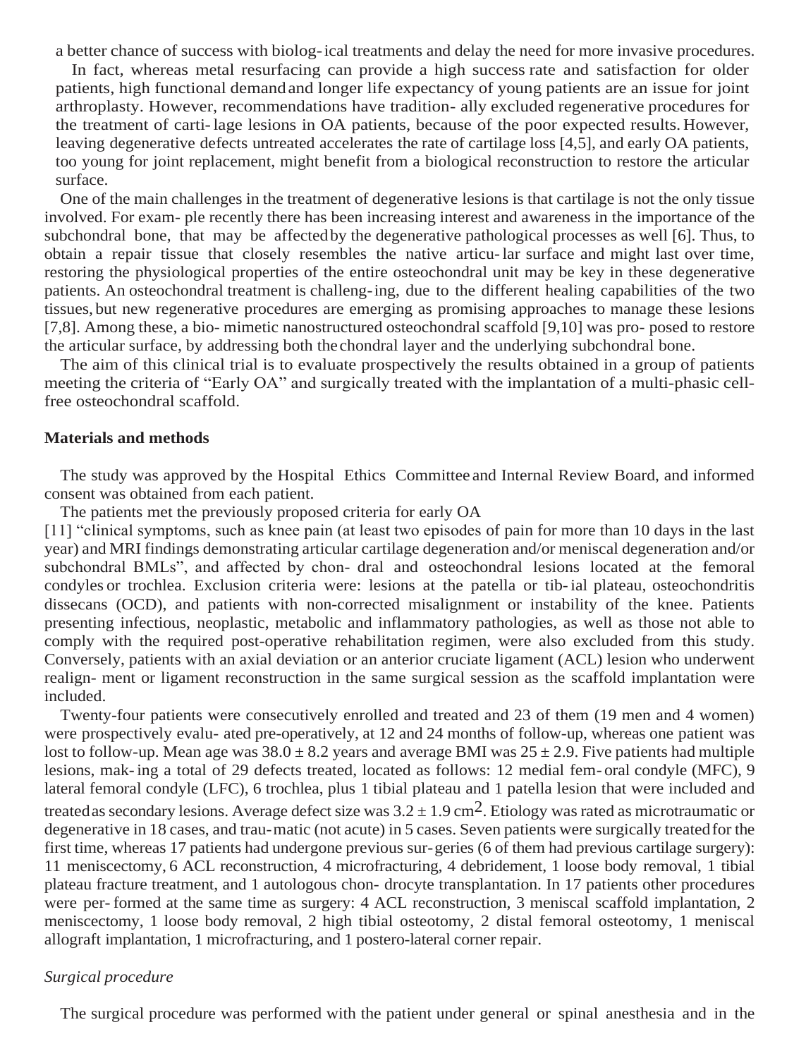a better chance of success with biolog- ical treatments and delay the need for more invasive procedures.

In fact, whereas metal resurfacing can provide a high success rate and satisfaction for older patients, high functional demand and longer life expectancy of young patients are an issue for joint arthroplasty. However, recommendations have tradition- ally excluded regenerative procedures for the treatment of carti- lage lesions in OA patients, because of the poor expected results. However, leaving degenerative defects untreated accelerates the rate of cartilage loss [4,5], and early OA patients, too young for joint replacement, might benefit from a biological reconstruction to restore the articular surface.

One of the main challenges in the treatment of degenerative lesions is that cartilage is not the only tissue involved. For exam- ple recently there has been increasing interest and awareness in the importance of the subchondral bone, that may be affected by the degenerative pathological processes as well [6]. Thus, to obtain a repair tissue that closely resembles the native articu- lar surface and might last over time, restoring the physiological properties of the entire osteochondral unit may be key in these degenerative patients. An osteochondral treatment is challeng- ing, due to the different healing capabilities of the two tissues, but new regenerative procedures are emerging as promising approaches to manage these lesions [7,8]. Among these, a bio- mimetic nanostructured osteochondral scaffold [9,10] was pro- posed to restore the articular surface, by addressing both the chondral layer and the underlying subchondral bone.

The aim of this clinical trial is to evaluate prospectively the results obtained in a group of patients meeting the criteria of "Early OA" and surgically treated with the implantation of a multi-phasic cell-free osteochondral scaffold.

## Materials and methods

The study was approved by the Hospital Ethics Committee and Internal Review Board, and informed consent was obtained from each patient.

The patients met the previously proposed criteria for early OA [11] "clinical symptoms, such as knee pain (at least two episodes of pain for more than 10 days in the last year) and MRI findings demonstrating articular cartilage degeneration and/or meniscal degeneration and/or subchondral BMLs", and affected by chon- dral and osteochondral lesions located at the femoral condyles or trochlea. Exclusion criteria were: lesions at the patella or tib- ial plateau, osteochondritis dissecans (OCD), and patients with non-corrected misalignment or instability of the knee. Patients presenting infectious, neoplastic, metabolic and inflammatory pathologies, as well as those not able to comply with the required post-operative rehabilitation regimen, were also excluded from this study. Conversely, patients with an axial deviation or an anterior cruciate ligament (ACL) lesion who underwent realign- ment or ligament reconstruction in the same surgical session as the scaffold implantation were included.

Twenty-four patients were consecutively enrolled and treated and 23 of them (19 men and 4 women) were prospectively evalu- ated pre-operatively, at 12 and 24 months of follow-up, whereas one patient was lost to follow-up. Mean age was $38.0 \pm 8.2$ years and average BMI was $25 \pm 2.9$. Five patients had multiple lesions, mak- ing a total of 29 defects treated, located as follows: 12 medial fem- oral condyle (MFC), 9 lateral femoral condyle (LFC), 6 trochlea, plus 1 tibial plateau and 1 patella lesion that were included and treated as secondary lesions. Average defect size was $3.2 \pm 1.9$ cm$^2$. Etiology was rated as microtraumatic or degenerative in 18 cases, and trau- matic (not acute) in 5 cases. Seven patients were surgically treated for the first time, whereas 17 patients had undergone previous sur- geries (6 of them had previous cartilage surgery): 11 meniscectomy, 6 ACL reconstruction, 4 microfracturing, 4 debridement, 1 loose body removal, 1 tibial plateau fracture treatment, and 1 autologous chon- drocyte transplantation. In 17 patients other procedures were per- formed at the same time as surgery: 4 ACL reconstruction, 3 meniscal scaffold implantation, 2 meniscectomy, 1 loose body removal, 2 high tibial osteotomy, 2 distal femoral osteotomy, 1 meniscal allograft implantation, 1 microfracturing, and 1 postero-lateral corner repair.

### *Surgical procedure*

The surgical procedure was performed with the patient under general or spinal anesthesia and in the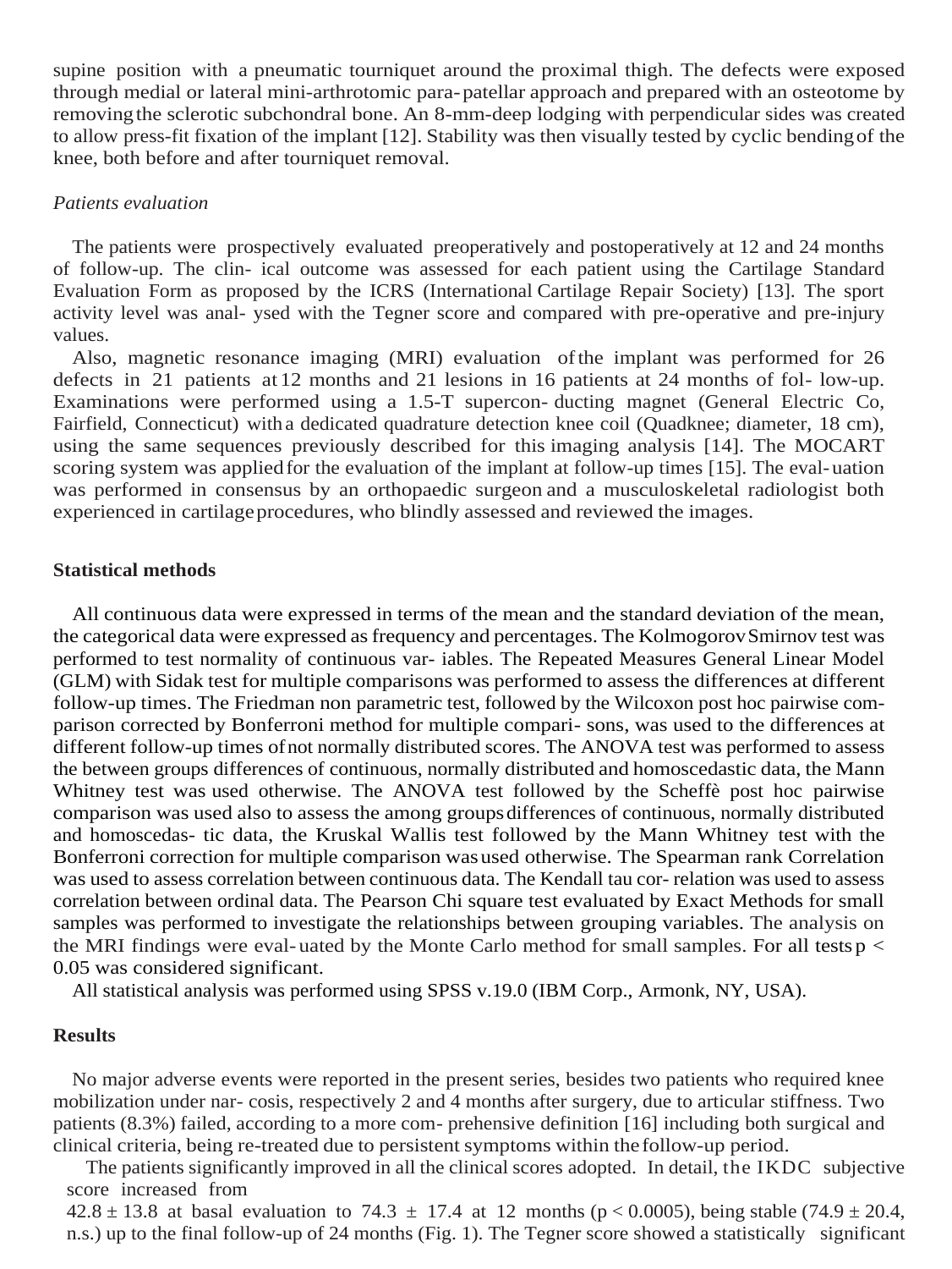supine position with a pneumatic tourniquet around the proximal thigh. The defects were exposed through medial or lateral mini-arthrotomic para-patellar approach and prepared with an osteotome by removing the sclerotic subchondral bone. An 8-mm-deep lodging with perpendicular sides was created to allow press-fit fixation of the implant [12]. Stability was then visually tested by cyclic bending of the knee, both before and after tourniquet removal.

*Patients evaluation*

The patients were prospectively evaluated preoperatively and postoperatively at 12 and 24 months of follow-up. The clin- ical outcome was assessed for each patient using the Cartilage Standard Evaluation Form as proposed by the ICRS (International Cartilage Repair Society) [13]. The sport activity level was anal- ysed with the Tegner score and compared with pre-operative and pre-injury values.

Also, magnetic resonance imaging (MRI) evaluation of the implant was performed for 26 defects in 21 patients at 12 months and 21 lesions in 16 patients at 24 months of fol- low-up. Examinations were performed using a 1.5-T supercon- ducting magnet (General Electric Co, Fairfield, Connecticut) with a dedicated quadrature detection knee coil (Quadknee; diameter, 18 cm), using the same sequences previously described for this imaging analysis [14]. The MOCART scoring system was applied for the evaluation of the implant at follow-up times [15]. The eval- uation was performed in consensus by an orthopaedic surgeon and a musculoskeletal radiologist both experienced in cartilage procedures, who blindly assessed and reviewed the images.

## Statistical methods

All continuous data were expressed in terms of the mean and the standard deviation of the mean, the categorical data were expressed as frequency and percentages. The Kolmogorov Smirnov test was performed to test normality of continuous var- iables. The Repeated Measures General Linear Model (GLM) with Sidak test for multiple comparisons was performed to assess the differences at different follow-up times. The Friedman non parametric test, followed by the Wilcoxon post hoc pairwise com- parison corrected by Bonferroni method for multiple compari- sons, was used to the differences at different follow-up times of not normally distributed scores. The ANOVA test was performed to assess the between groups differences of continuous, normally distributed and homoscedastic data, the Mann Whitney test was used otherwise. The ANOVA test followed by the Scheffè post hoc pairwise comparison was used also to assess the among groups differences of continuous, normally distributed and homoscedas- tic data, the Kruskal Wallis test followed by the Mann Whitney test with the Bonferroni correction for multiple comparison was used otherwise. The Spearman rank Correlation was used to assess correlation between continuous data. The Kendall tau cor- relation was used to assess correlation between ordinal data. The Pearson Chi square test evaluated by Exact Methods for small samples was performed to investigate the relationships between grouping variables. The analysis on the MRI findings were eval- uated by the Monte Carlo method for small samples. For all tests $p < 0.05$ was considered significant.

All statistical analysis was performed using SPSS v.19.0 (IBM Corp., Armonk, NY, USA).

## Results

No major adverse events were reported in the present series, besides two patients who required knee mobilization under nar- cosis, respectively 2 and 4 months after surgery, due to articular stiffness. Two patients (8.3%) failed, according to a more com- prehensive definition [16] including both surgical and clinical criteria, being re-treated due to persistent symptoms within the follow-up period.

The patients significantly improved in all the clinical scores adopted. In detail, the IKDC subjective score increased from $42.8 \pm 13.8$ at basal evaluation to $74.3 \pm 17.4$ at 12 months ($p < 0.0005$), being stable ($74.9 \pm 20.4$, n.s.) up to the final follow-up of 24 months (Fig. 1). The Tegner score showed a statistically significant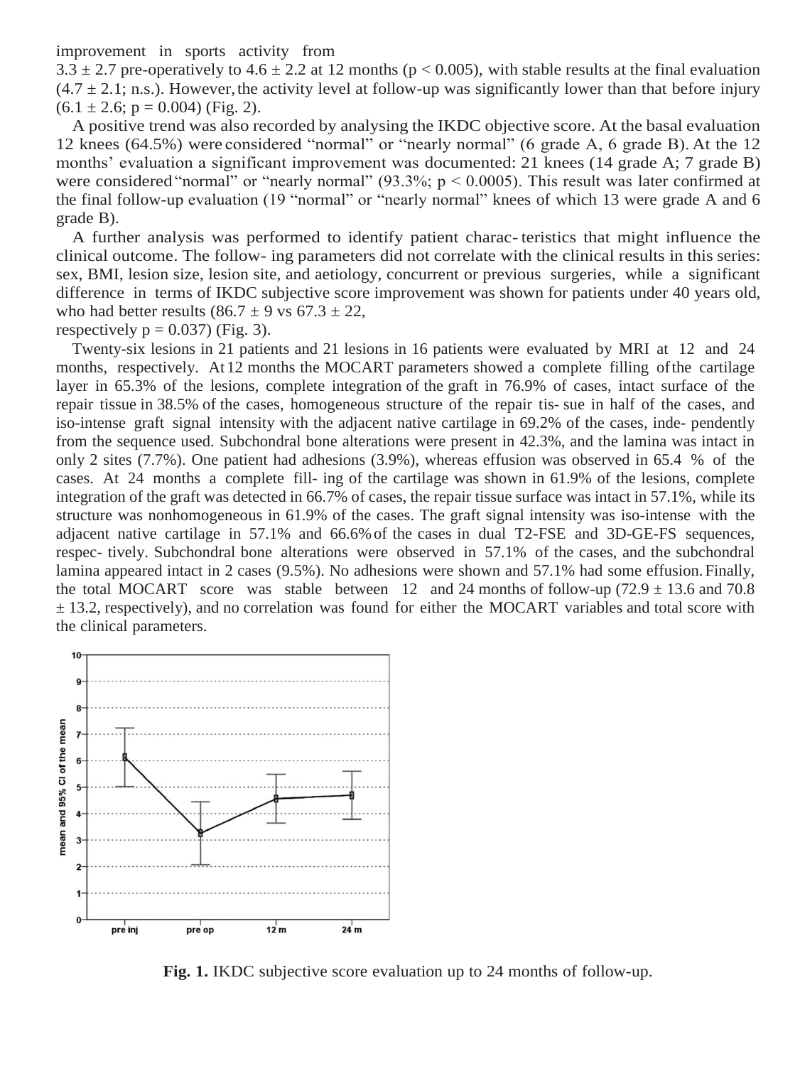improvement in sports activity from 3.3 ± 2.7 pre-operatively to 4.6 ± 2.2 at 12 months ($p < 0.005$), with stable results at the final evaluation (4.7 ± 2.1; n.s.). However, the activity level at follow-up was significantly lower than that before injury (6.1 ± 2.6; $p = 0.004$) (Fig. 2).

A positive trend was also recorded by analysing the IKDC objective score. At the basal evaluation 12 knees (64.5%) were considered "normal" or "nearly normal" (6 grade A, 6 grade B). At the 12 months' evaluation a significant improvement was documented: 21 knees (14 grade A; 7 grade B) were considered "normal" or "nearly normal" (93.3%; $p < 0.0005$). This result was later confirmed at the final follow-up evaluation (19 "normal" or "nearly normal" knees of which 13 were grade A and 6 grade B).

A further analysis was performed to identify patient charac- teristics that might influence the clinical outcome. The follow- ing parameters did not correlate with the clinical results in this series: sex, BMI, lesion size, lesion site, and aetiology, concurrent or previous surgeries, while a significant difference in terms of IKDC subjective score improvement was shown for patients under 40 years old, who had better results (86.7 ± 9 vs 67.3 ± 22, respectively $p = 0.037$) (Fig. 3).

Twenty-six lesions in 21 patients and 21 lesions in 16 patients were evaluated by MRI at 12 and 24 months, respectively. At 12 months the MOCART parameters showed a complete filling of the cartilage layer in 65.3% of the lesions, complete integration of the graft in 76.9% of cases, intact surface of the repair tissue in 38.5% of the cases, homogeneous structure of the repair tis- sue in half of the cases, and iso-intense graft signal intensity with the adjacent native cartilage in 69.2% of the cases, inde- pendently from the sequence used. Subchondral bone alterations were present in 42.3%, and the lamina was intact in only 2 sites (7.7%). One patient had adhesions (3.9%), whereas effusion was observed in 65.4 % of the cases. At 24 months a complete fill- ing of the cartilage was shown in 61.9% of the lesions, complete integration of the graft was detected in 66.7% of cases, the repair tissue surface was intact in 57.1%, while its structure was nonhomogeneous in 61.9% of the cases. The graft signal intensity was iso-intense with the adjacent native cartilage in 57.1% and 66.6% of the cases in dual T2-FSE and 3D-GE-FS sequences, respec- tively. Subchondral bone alterations were observed in 57.1% of the cases, and the subchondral lamina appeared intact in 2 cases (9.5%). No adhesions were shown and 57.1% had some effusion. Finally, the total MOCART score was stable between 12 and 24 months of follow-up (72.9 ± 13.6 and 70.8 ± 13.2, respectively), and no correlation was found for either the MOCART variables and total score with the clinical parameters.

**Fig. 1.** IKDC subjective score evaluation up to 24 months of follow-up.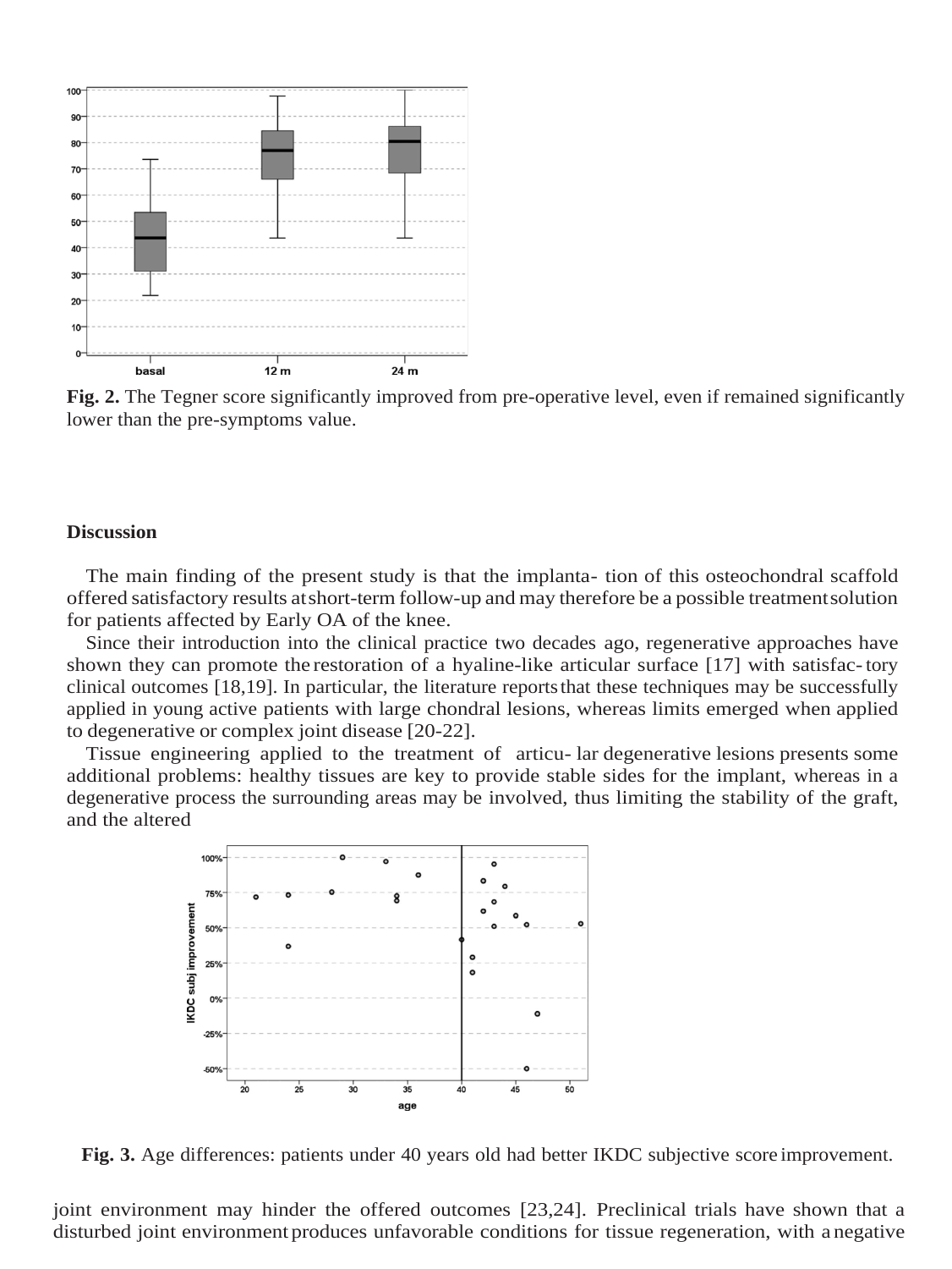**Fig. 2.** The Tegner score significantly improved from pre-operative level, even if remained significantly lower than the pre-symptoms value.

## Discussion

The main finding of the present study is that the implanta- tion of this osteochondral scaffold offered satisfactory results at short-term follow-up and may therefore be a possible treatment solution for patients affected by Early OA of the knee.

Since their introduction into the clinical practice two decades ago, regenerative approaches have shown they can promote the restoration of a hyaline-like articular surface [17] with satisfac- tory clinical outcomes [18,19]. In particular, the literature reports that these techniques may be successfully applied in young active patients with large chondral lesions, whereas limits emerged when applied to degenerative or complex joint disease [20-22].

Tissue engineering applied to the treatment of articu- lar degenerative lesions presents some additional problems: healthy tissues are key to provide stable sides for the implant, whereas in a degenerative process the surrounding areas may be involved, thus limiting the stability of the graft, and the altered

**Fig. 3.** Age differences: patients under 40 years old had better IKDC subjective score improvement.

joint environment may hinder the offered outcomes [23,24]. Preclinical trials have shown that a disturbed joint environment produces unfavorable conditions for tissue regeneration, with a negative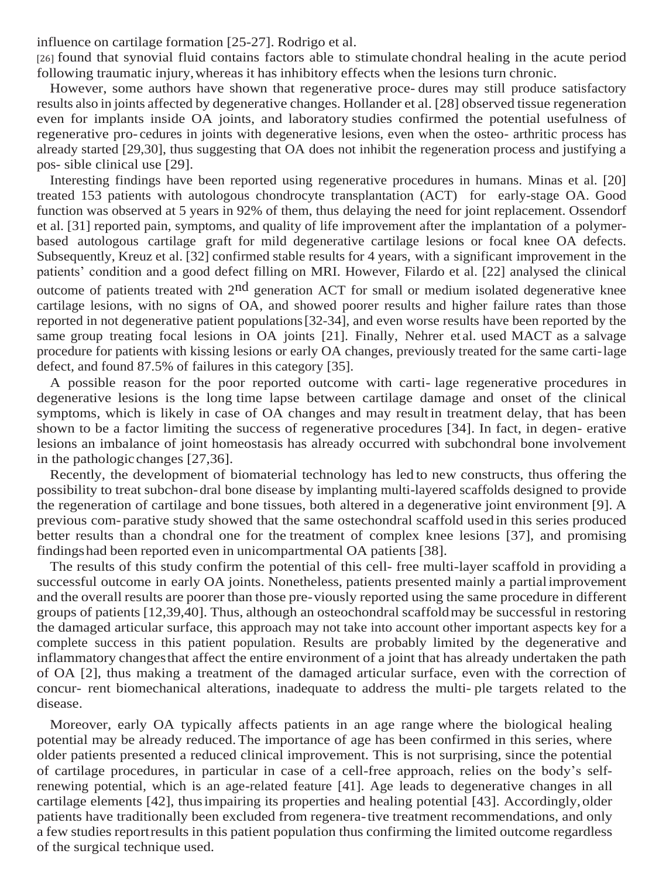influence on cartilage formation [25-27]. Rodrigo et al. [26] found that synovial fluid contains factors able to stimulate chondral healing in the acute period following traumatic injury, whereas it has inhibitory effects when the lesions turn chronic.

However, some authors have shown that regenerative procedures may still produce satisfactory results also in joints affected by degenerative changes. Hollander et al. [28] observed tissue regeneration even for implants inside OA joints, and laboratory studies confirmed the potential usefulness of regenerative procedures in joints with degenerative lesions, even when the osteo- arthritic process has already started [29,30], thus suggesting that OA does not inhibit the regeneration process and justifying a possible clinical use [29].

Interesting findings have been reported using regenerative procedures in humans. Minas et al. [20] treated 153 patients with autologous chondrocyte transplantation (ACT) for early-stage OA. Good function was observed at 5 years in 92% of them, thus delaying the need for joint replacement. Ossendorf et al. [31] reported pain, symptoms, and quality of life improvement after the implantation of a polymer-based autologous cartilage graft for mild degenerative cartilage lesions or focal knee OA defects. Subsequently, Kreuz et al. [32] confirmed stable results for 4 years, with a significant improvement in the patients' condition and a good defect filling on MRI. However, Filardo et al. [22] analysed the clinical outcome of patients treated with 2nd generation ACT for small or medium isolated degenerative knee cartilage lesions, with no signs of OA, and showed poorer results and higher failure rates than those reported in not degenerative patient populations [32-34], and even worse results have been reported by the same group treating focal lesions in OA joints [21]. Finally, Nehrer et al. used MACT as a salvage procedure for patients with kissing lesions or early OA changes, previously treated for the same cartilage defect, and found 87.5% of failures in this category [35].

A possible reason for the poor reported outcome with cartilage regenerative procedures in degenerative lesions is the long time lapse between cartilage damage and onset of the clinical symptoms, which is likely in case of OA changes and may result in treatment delay, that has been shown to be a factor limiting the success of regenerative procedures [34]. In fact, in degenerative lesions an imbalance of joint homeostasis has already occurred with subchondral bone involvement in the pathologic changes [27,36].

Recently, the development of biomaterial technology has led to new constructs, thus offering the possibility to treat subchondral bone disease by implanting multi-layered scaffolds designed to provide the regeneration of cartilage and bone tissues, both altered in a degenerative joint environment [9]. A previous comparative study showed that the same ostechondral scaffold used in this series produced better results than a chondral one for the treatment of complex knee lesions [37], and promising findings had been reported even in unicompartmental OA patients [38].

The results of this study confirm the potential of this cell- free multi-layer scaffold in providing a successful outcome in early OA joints. Nonetheless, patients presented mainly a partial improvement and the overall results are poorer than those previously reported using the same procedure in different groups of patients [12,39,40]. Thus, although an osteochondral scaffold may be successful in restoring the damaged articular surface, this approach may not take into account other important aspects key for a complete success in this patient population. Results are probably limited by the degenerative and inflammatory changes that affect the entire environment of a joint that has already undertaken the path of OA [2], thus making a treatment of the damaged articular surface, even with the correction of concurrent biomechanical alterations, inadequate to address the multiple targets related to the disease.

Moreover, early OA typically affects patients in an age range where the biological healing potential may be already reduced. The importance of age has been confirmed in this series, where older patients presented a reduced clinical improvement. This is not surprising, since the potential of cartilage procedures, in particular in case of a cell-free approach, relies on the body's self-renewing potential, which is an age-related feature [41]. Age leads to degenerative changes in all cartilage elements [42], thus impairing its properties and healing potential [43]. Accordingly, older patients have traditionally been excluded from regenerative treatment recommendations, and only a few studies report results in this patient population thus confirming the limited outcome regardless of the surgical technique used.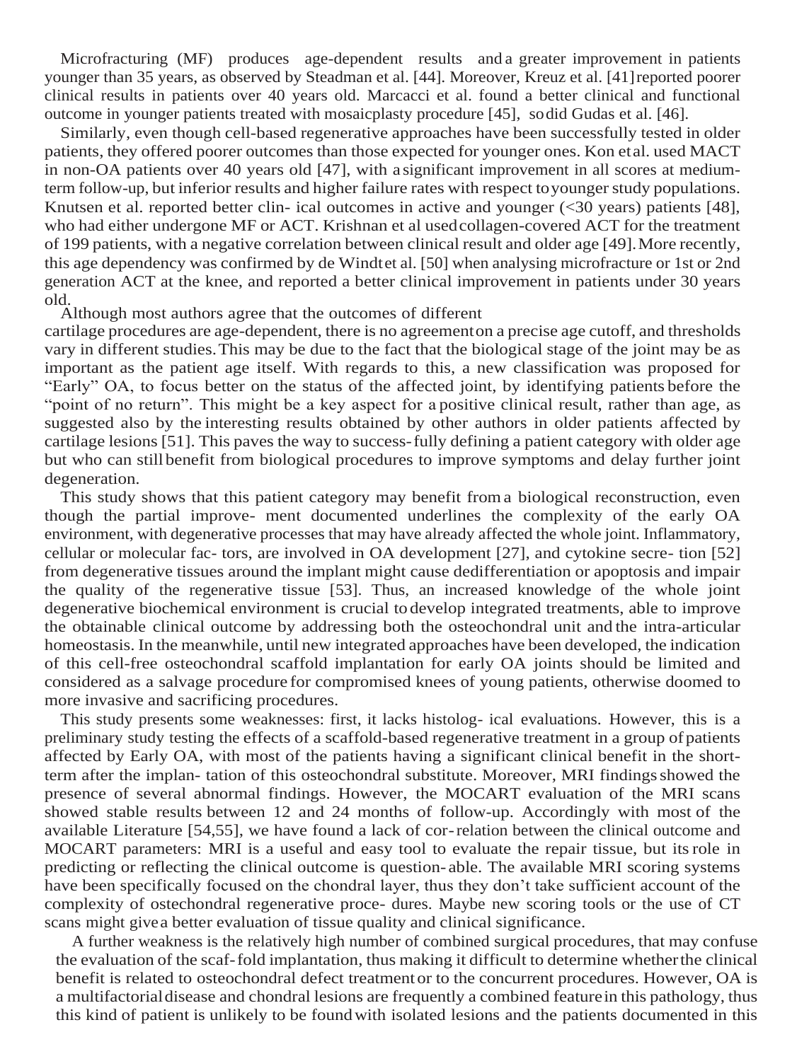Microfracturing (MF) produces age-dependent results and a greater improvement in patients younger than 35 years, as observed by Steadman et al. [44]. Moreover, Kreuz et al. [41] reported poorer clinical results in patients over 40 years old. Marcacci et al. found a better clinical and functional outcome in younger patients treated with mosaicplasty procedure [45], so did Gudas et al. [46].

Similarly, even though cell-based regenerative approaches have been successfully tested in older patients, they offered poorer outcomes than those expected for younger ones. Kon et al. used MACT in non-OA patients over 40 years old [47], with a significant improvement in all scores at medium-term follow-up, but inferior results and higher failure rates with respect to younger study populations. Knutsen et al. reported better clin- ical outcomes in active and younger (<30 years) patients [48], who had either undergone MF or ACT. Krishnan et al used collagen-covered ACT for the treatment of 199 patients, with a negative correlation between clinical result and older age [49]. More recently, this age dependency was confirmed by de Windt et al. [50] when analysing microfracture or 1st or 2nd generation ACT at the knee, and reported a better clinical improvement in patients under 30 years old.

Although most authors agree that the outcomes of different cartilage procedures are age-dependent, there is no agreement on a precise age cutoff, and thresholds vary in different studies. This may be due to the fact that the biological stage of the joint may be as important as the patient age itself. With regards to this, a new classification was proposed for "Early" OA, to focus better on the status of the affected joint, by identifying patients before the "point of no return". This might be a key aspect for a positive clinical result, rather than age, as suggested also by the interesting results obtained by other authors in older patients affected by cartilage lesions [51]. This paves the way to success- fully defining a patient category with older age but who can still benefit from biological procedures to improve symptoms and delay further joint degeneration.

This study shows that this patient category may benefit from a biological reconstruction, even though the partial improve- ment documented underlines the complexity of the early OA environment, with degenerative processes that may have already affected the whole joint. Inflammatory, cellular or molecular fac- tors, are involved in OA development [27], and cytokine secre- tion [52] from degenerative tissues around the implant might cause dedifferentiation or apoptosis and impair the quality of the regenerative tissue [53]. Thus, an increased knowledge of the whole joint degenerative biochemical environment is crucial to develop integrated treatments, able to improve the obtainable clinical outcome by addressing both the osteochondral unit and the intra-articular homeostasis. In the meanwhile, until new integrated approaches have been developed, the indication of this cell-free osteochondral scaffold implantation for early OA joints should be limited and considered as a salvage procedure for compromised knees of young patients, otherwise doomed to more invasive and sacrificing procedures.

This study presents some weaknesses: first, it lacks histolog- ical evaluations. However, this is a preliminary study testing the effects of a scaffold-based regenerative treatment in a group of patients affected by Early OA, with most of the patients having a significant clinical benefit in the short-term after the implan- tation of this osteochondral substitute. Moreover, MRI findings showed the presence of several abnormal findings. However, the MOCART evaluation of the MRI scans showed stable results between 12 and 24 months of follow-up. Accordingly with most of the available Literature [54,55], we have found a lack of cor- relation between the clinical outcome and MOCART parameters: MRI is a useful and easy tool to evaluate the repair tissue, but its role in predicting or reflecting the clinical outcome is question- able. The available MRI scoring systems have been specifically focused on the chondral layer, thus they don't take sufficient account of the complexity of ostechondral regenerative proce- dures. Maybe new scoring tools or the use of CT scans might give a better evaluation of tissue quality and clinical significance.

A further weakness is the relatively high number of combined surgical procedures, that may confuse the evaluation of the scaf- fold implantation, thus making it difficult to determine whether the clinical benefit is related to osteochondral defect treatment or to the concurrent procedures. However, OA is a multifactorial disease and chondral lesions are frequently a combined feature in this pathology, thus this kind of patient is unlikely to be found with isolated lesions and the patients documented in this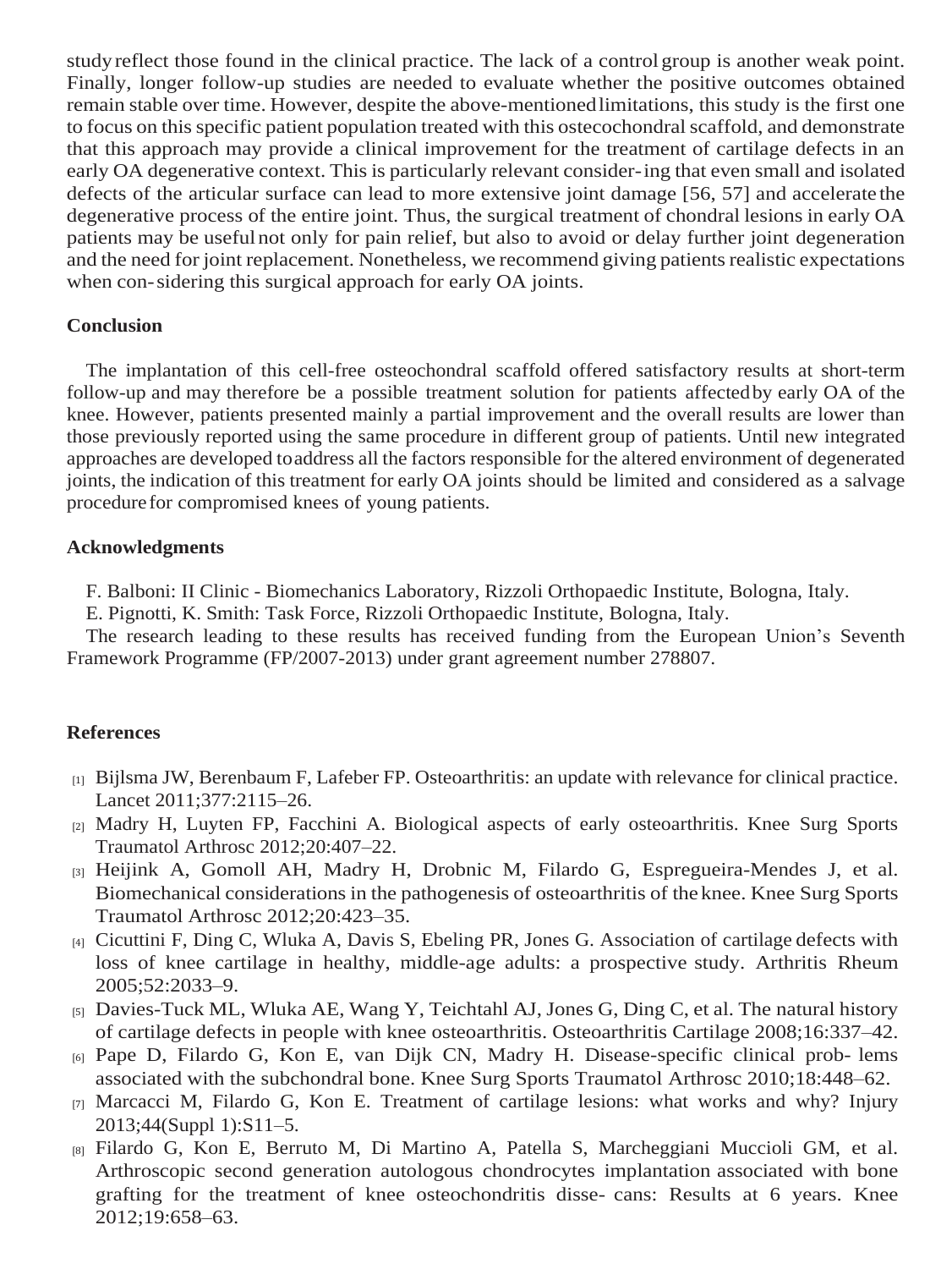study reflect those found in the clinical practice. The lack of a control group is another weak point. Finally, longer follow-up studies are needed to evaluate whether the positive outcomes obtained remain stable over time. However, despite the above-mentioned limitations, this study is the first one to focus on this specific patient population treated with this ostecochondral scaffold, and demonstrate that this approach may provide a clinical improvement for the treatment of cartilage defects in an early OA degenerative context. This is particularly relevant consider-ing that even small and isolated defects of the articular surface can lead to more extensive joint damage [56, 57] and accelerate the degenerative process of the entire joint. Thus, the surgical treatment of chondral lesions in early OA patients may be useful not only for pain relief, but also to avoid or delay further joint degeneration and the need for joint replacement. Nonetheless, we recommend giving patients realistic expectations when con-sidering this surgical approach for early OA joints.

## Conclusion

The implantation of this cell-free osteochondral scaffold offered satisfactory results at short-term follow-up and may therefore be a possible treatment solution for patients affected by early OA of the knee. However, patients presented mainly a partial improvement and the overall results are lower than those previously reported using the same procedure in different group of patients. Until new integrated approaches are developed to address all the factors responsible for the altered environment of degenerated joints, the indication of this treatment for early OA joints should be limited and considered as a salvage procedure for compromised knees of young patients.

## Acknowledgments

F. Balboni: II Clinic - Biomechanics Laboratory, Rizzoli Orthopaedic Institute, Bologna, Italy.

E. Pignotti, K. Smith: Task Force, Rizzoli Orthopaedic Institute, Bologna, Italy.

The research leading to these results has received funding from the European Union's Seventh Framework Programme (FP/2007-2013) under grant agreement number 278807.

## References

[1] Bijlsma JW, Berenbaum F, Lafeber FP. Osteoarthritis: an update with relevance for clinical practice. Lancet 2011;377:2115–26.

[2] Madry H, Luyten FP, Facchini A. Biological aspects of early osteoarthritis. Knee Surg Sports Traumatol Arthrosc 2012;20:407–22.

[3] Heijink A, Gomoll AH, Madry H, Drobnic M, Filardo G, Espregueira-Mendes J, et al. Biomechanical considerations in the pathogenesis of osteoarthritis of the knee. Knee Surg Sports Traumatol Arthrosc 2012;20:423–35.

[4] Cicuttini F, Ding C, Wluka A, Davis S, Ebeling PR, Jones G. Association of cartilage defects with loss of knee cartilage in healthy, middle-age adults: a prospective study. Arthritis Rheum 2005;52:2033–9.

[5] Davies-Tuck ML, Wluka AE, Wang Y, Teichtahl AJ, Jones G, Ding C, et al. The natural history of cartilage defects in people with knee osteoarthritis. Osteoarthritis Cartilage 2008;16:337–42.

[6] Pape D, Filardo G, Kon E, van Dijk CN, Madry H. Disease-specific clinical prob- lems associated with the subchondral bone. Knee Surg Sports Traumatol Arthrosc 2010;18:448–62.

[7] Marcacci M, Filardo G, Kon E. Treatment of cartilage lesions: what works and why? Injury 2013;44(Suppl 1):S11–5.

[8] Filardo G, Kon E, Berruto M, Di Martino A, Patella S, Marcheggiani Muccioli GM, et al. Arthroscopic second generation autologous chondrocytes implantation associated with bone grafting for the treatment of knee osteochondritis disse- cans: Results at 6 years. Knee 2012;19:658–63.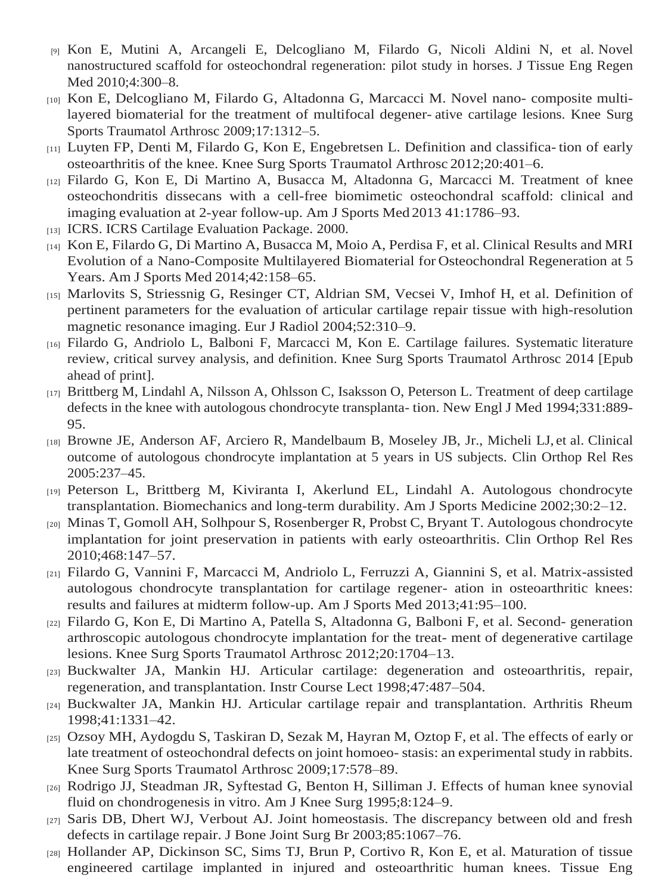[9] Kon E, Mutini A, Arcangeli E, Delcogliano M, Filardo G, Nicoli Aldini N, et al. Novel nanostructured scaffold for osteochondral regeneration: pilot study in horses. J Tissue Eng Regen Med 2010;4:300–8.

[10] Kon E, Delcogliano M, Filardo G, Altadonna G, Marcacci M. Novel nano- composite multi-layered biomaterial for the treatment of multifocal degener- ative cartilage lesions. Knee Surg Sports Traumatol Arthrosc 2009;17:1312–5.

[11] Luyten FP, Denti M, Filardo G, Kon E, Engebretsen L. Definition and classifica- tion of early osteoarthritis of the knee. Knee Surg Sports Traumatol Arthrosc 2012;20:401–6.

[12] Filardo G, Kon E, Di Martino A, Busacca M, Altadonna G, Marcacci M. Treatment of knee osteochondritis dissecans with a cell-free biomimetic osteochondral scaffold: clinical and imaging evaluation at 2-year follow-up. Am J Sports Med 2013 41:1786–93.

[13] ICRS. ICRS Cartilage Evaluation Package. 2000.

[14] Kon E, Filardo G, Di Martino A, Busacca M, Moio A, Perdisa F, et al. Clinical Results and MRI Evolution of a Nano-Composite Multilayered Biomaterial for Osteochondral Regeneration at 5 Years. Am J Sports Med 2014;42:158–65.

[15] Marlovits S, Striessnig G, Resinger CT, Aldrian SM, Vecsei V, Imhof H, et al. Definition of pertinent parameters for the evaluation of articular cartilage repair tissue with high-resolution magnetic resonance imaging. Eur J Radiol 2004;52:310–9.

[16] Filardo G, Andriolo L, Balboni F, Marcacci M, Kon E. Cartilage failures. Systematic literature review, critical survey analysis, and definition. Knee Surg Sports Traumatol Arthrosc 2014 [Epub ahead of print].

[17] Brittberg M, Lindahl A, Nilsson A, Ohlsson C, Isaksson O, Peterson L. Treatment of deep cartilage defects in the knee with autologous chondrocyte transplanta- tion. New Engl J Med 1994;331:889-95.

[18] Browne JE, Anderson AF, Arciero R, Mandelbaum B, Moseley JB, Jr., Micheli LJ, et al. Clinical outcome of autologous chondrocyte implantation at 5 years in US subjects. Clin Orthop Rel Res 2005:237–45.

[19] Peterson L, Brittberg M, Kiviranta I, Akerlund EL, Lindahl A. Autologous chondrocyte transplantation. Biomechanics and long-term durability. Am J Sports Medicine 2002;30:2–12.

[20] Minas T, Gomoll AH, Solhpour S, Rosenberger R, Probst C, Bryant T. Autologous chondrocyte implantation for joint preservation in patients with early osteoarthritis. Clin Orthop Rel Res 2010;468:147–57.

[21] Filardo G, Vannini F, Marcacci M, Andriolo L, Ferruzzi A, Giannini S, et al. Matrix-assisted autologous chondrocyte transplantation for cartilage regener- ation in osteoarthritic knees: results and failures at midterm follow-up. Am J Sports Med 2013;41:95–100.

[22] Filardo G, Kon E, Di Martino A, Patella S, Altadonna G, Balboni F, et al. Second- generation arthroscopic autologous chondrocyte implantation for the treat- ment of degenerative cartilage lesions. Knee Surg Sports Traumatol Arthrosc 2012;20:1704–13.

[23] Buckwalter JA, Mankin HJ. Articular cartilage: degeneration and osteoarthritis, repair, regeneration, and transplantation. Instr Course Lect 1998;47:487–504.

[24] Buckwalter JA, Mankin HJ. Articular cartilage repair and transplantation. Arthritis Rheum 1998;41:1331–42.

[25] Ozsoy MH, Aydogdu S, Taskiran D, Sezak M, Hayran M, Oztop F, et al. The effects of early or late treatment of osteochondral defects on joint homoeo- stasis: an experimental study in rabbits. Knee Surg Sports Traumatol Arthrosc 2009;17:578–89.

[26] Rodrigo JJ, Steadman JR, Syftestad G, Benton H, Silliman J. Effects of human knee synovial fluid on chondrogenesis in vitro. Am J Knee Surg 1995;8:124–9.

[27] Saris DB, Dhert WJ, Verbout AJ. Joint homeostasis. The discrepancy between old and fresh defects in cartilage repair. J Bone Joint Surg Br 2003;85:1067–76.

[28] Hollander AP, Dickinson SC, Sims TJ, Brun P, Cortivo R, Kon E, et al. Maturation of tissue engineered cartilage implanted in injured and osteoarthritic human knees. Tissue Eng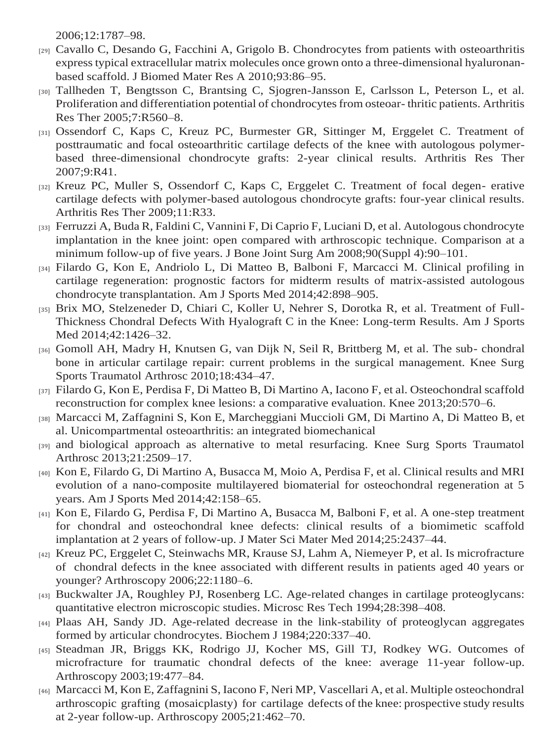2006;12:1787–98.

[29] Cavallo C, Desando G, Facchini A, Grigolo B. Chondrocytes from patients with osteoarthritis express typical extracellular matrix molecules once grown onto a three-dimensional hyaluronan-based scaffold. J Biomed Mater Res A 2010;93:86–95.

[30] Tallheden T, Bengtsson C, Brantsing C, Sjogren-Jansson E, Carlsson L, Peterson L, et al. Proliferation and differentiation potential of chondrocytes from osteoar- thritic patients. Arthritis Res Ther 2005;7:R560–8.

[31] Ossendorf C, Kaps C, Kreuz PC, Burmester GR, Sittinger M, Erggelet C. Treatment of posttraumatic and focal osteoarthritic cartilage defects of the knee with autologous polymer-based three-dimensional chondrocyte grafts: 2-year clinical results. Arthritis Res Ther 2007;9:R41.

[32] Kreuz PC, Muller S, Ossendorf C, Kaps C, Erggelet C. Treatment of focal degen- erative cartilage defects with polymer-based autologous chondrocyte grafts: four-year clinical results. Arthritis Res Ther 2009;11:R33.

[33] Ferruzzi A, Buda R, Faldini C, Vannini F, Di Caprio F, Luciani D, et al. Autologous chondrocyte implantation in the knee joint: open compared with arthroscopic technique. Comparison at a minimum follow-up of five years. J Bone Joint Surg Am 2008;90(Suppl 4):90–101.

[34] Filardo G, Kon E, Andriolo L, Di Matteo B, Balboni F, Marcacci M. Clinical profiling in cartilage regeneration: prognostic factors for midterm results of matrix-assisted autologous chondrocyte transplantation. Am J Sports Med 2014;42:898–905.

[35] Brix MO, Stelzeneder D, Chiari C, Koller U, Nehrer S, Dorotka R, et al. Treatment of Full-Thickness Chondral Defects With Hyalograft C in the Knee: Long-term Results. Am J Sports Med 2014;42:1426–32.

[36] Gomoll AH, Madry H, Knutsen G, van Dijk N, Seil R, Brittberg M, et al. The sub- chondral bone in articular cartilage repair: current problems in the surgical management. Knee Surg Sports Traumatol Arthrosc 2010;18:434–47.

[37] Filardo G, Kon E, Perdisa F, Di Matteo B, Di Martino A, Iacono F, et al. Osteochondral scaffold reconstruction for complex knee lesions: a comparative evaluation. Knee 2013;20:570–6.

[38] Marcacci M, Zaffagnini S, Kon E, Marcheggiani Muccioli GM, Di Martino A, Di Matteo B, et al. Unicompartmental osteoarthritis: an integrated biomechanical

[39] and biological approach as alternative to metal resurfacing. Knee Surg Sports Traumatol Arthrosc 2013;21:2509–17.

[40] Kon E, Filardo G, Di Martino A, Busacca M, Moio A, Perdisa F, et al. Clinical results and MRI evolution of a nano-composite multilayered biomaterial for osteochondral regeneration at 5 years. Am J Sports Med 2014;42:158–65.

[41] Kon E, Filardo G, Perdisa F, Di Martino A, Busacca M, Balboni F, et al. A one-step treatment for chondral and osteochondral knee defects: clinical results of a biomimetic scaffold implantation at 2 years of follow-up. J Mater Sci Mater Med 2014;25:2437–44.

[42] Kreuz PC, Erggelet C, Steinwachs MR, Krause SJ, Lahm A, Niemeyer P, et al. Is microfracture of chondral defects in the knee associated with different results in patients aged 40 years or younger? Arthroscopy 2006;22:1180–6.

[43] Buckwalter JA, Roughley PJ, Rosenberg LC. Age-related changes in cartilage proteoglycans: quantitative electron microscopic studies. Microsc Res Tech 1994;28:398–408.

[44] Plaas AH, Sandy JD. Age-related decrease in the link-stability of proteoglycan aggregates formed by articular chondrocytes. Biochem J 1984;220:337–40.

[45] Steadman JR, Briggs KK, Rodrigo JJ, Kocher MS, Gill TJ, Rodkey WG. Outcomes of microfracture for traumatic chondral defects of the knee: average 11-year follow-up. Arthroscopy 2003;19:477–84.

[46] Marcacci M, Kon E, Zaffagnini S, Iacono F, Neri MP, Vascellari A, et al. Multiple osteochondral arthroscopic grafting (mosaicplasty) for cartilage defects of the knee: prospective study results at 2-year follow-up. Arthroscopy 2005;21:462–70.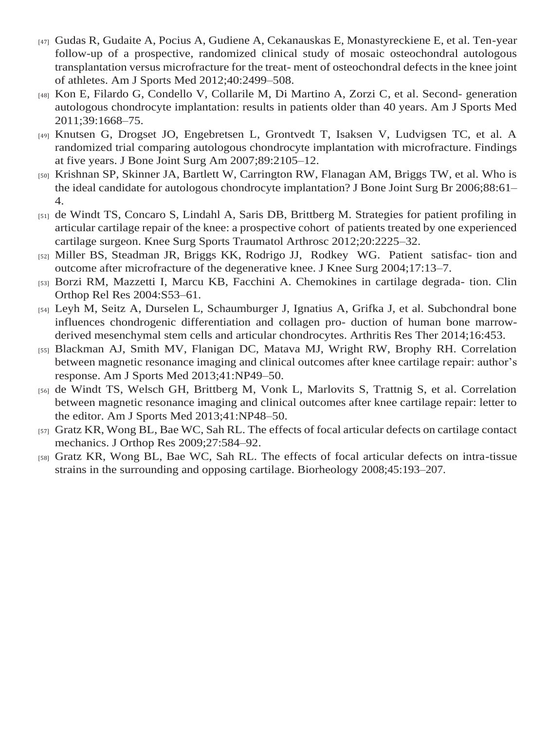[47] Gudas R, Gudaite A, Pocius A, Gudiene A, Cekanauskas E, Monastyreckiene E, et al. Ten-year follow-up of a prospective, randomized clinical study of mosaic osteochondral autologous transplantation versus microfracture for the treat- ment of osteochondral defects in the knee joint of athletes. Am J Sports Med 2012;40:2499–508.

[48] Kon E, Filardo G, Condello V, Collarile M, Di Martino A, Zorzi C, et al. Second- generation autologous chondrocyte implantation: results in patients older than 40 years. Am J Sports Med 2011;39:1668–75.

[49] Knutsen G, Drogset JO, Engebretsen L, Grontvedt T, Isaksen V, Ludvigsen TC, et al. A randomized trial comparing autologous chondrocyte implantation with microfracture. Findings at five years. J Bone Joint Surg Am 2007;89:2105–12.

[50] Krishnan SP, Skinner JA, Bartlett W, Carrington RW, Flanagan AM, Briggs TW, et al. Who is the ideal candidate for autologous chondrocyte implantation? J Bone Joint Surg Br 2006;88:61–4.

[51] de Windt TS, Concaro S, Lindahl A, Saris DB, Brittberg M. Strategies for patient profiling in articular cartilage repair of the knee: a prospective cohort of patients treated by one experienced cartilage surgeon. Knee Surg Sports Traumatol Arthrosc 2012;20:2225–32.

[52] Miller BS, Steadman JR, Briggs KK, Rodrigo JJ, Rodkey WG. Patient satisfac- tion and outcome after microfracture of the degenerative knee. J Knee Surg 2004;17:13–7.

[53] Borzi RM, Mazzetti I, Marcu KB, Facchini A. Chemokines in cartilage degrada- tion. Clin Orthop Rel Res 2004:S53–61.

[54] Leyh M, Seitz A, Durselen L, Schaumburger J, Ignatius A, Grifka J, et al. Subchondral bone influences chondrogenic differentiation and collagen pro- duction of human bone marrow-derived mesenchymal stem cells and articular chondrocytes. Arthritis Res Ther 2014;16:453.

[55] Blackman AJ, Smith MV, Flanigan DC, Matava MJ, Wright RW, Brophy RH. Correlation between magnetic resonance imaging and clinical outcomes after knee cartilage repair: author's response. Am J Sports Med 2013;41:NP49–50.

[56] de Windt TS, Welsch GH, Brittberg M, Vonk L, Marlovits S, Trattnig S, et al. Correlation between magnetic resonance imaging and clinical outcomes after knee cartilage repair: letter to the editor. Am J Sports Med 2013;41:NP48–50.

[57] Gratz KR, Wong BL, Bae WC, Sah RL. The effects of focal articular defects on cartilage contact mechanics. J Orthop Res 2009;27:584–92.

[58] Gratz KR, Wong BL, Bae WC, Sah RL. The effects of focal articular defects on intra-tissue strains in the surrounding and opposing cartilage. Biorheology 2008;45:193–207.